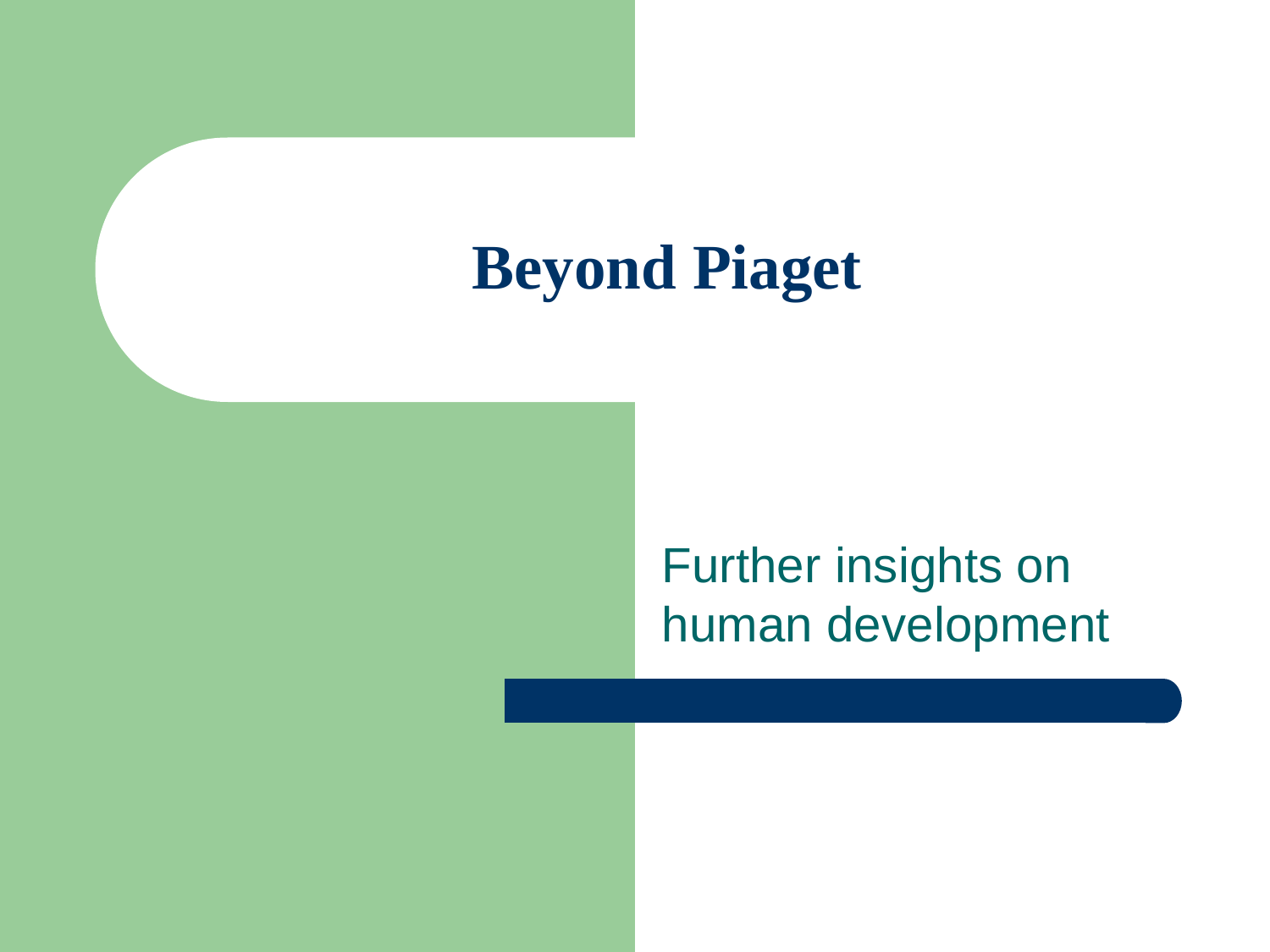# Beyond Piaget

Further insights on human development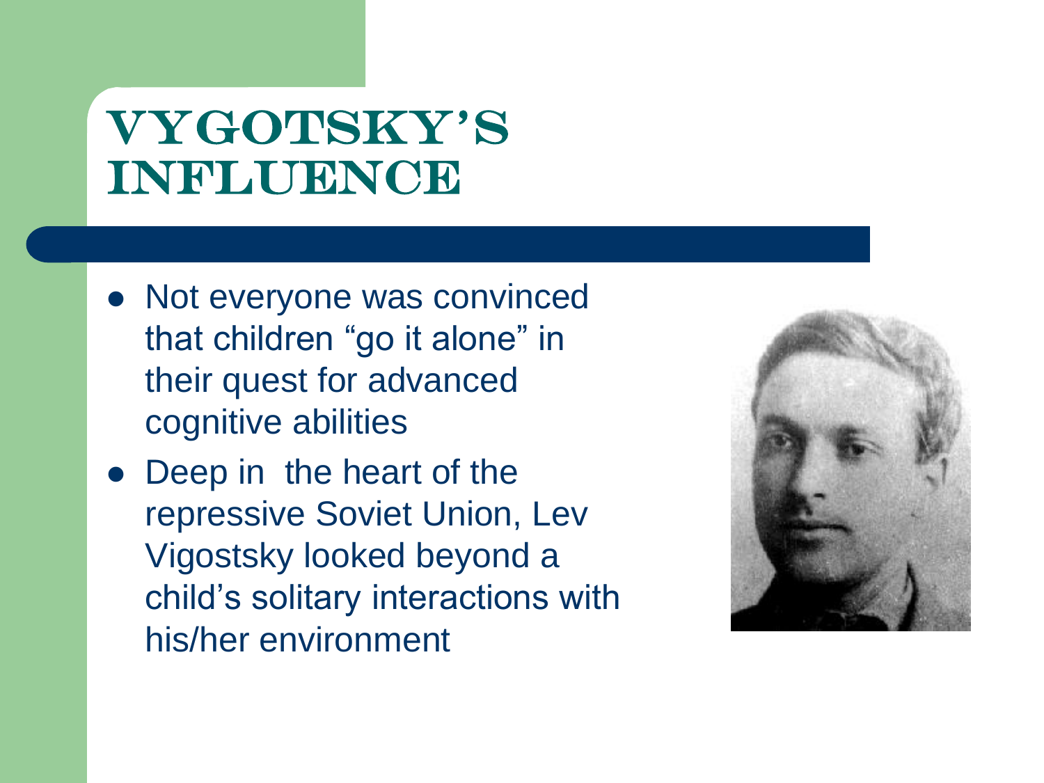# Vygotsky's Influence

- Not everyone was convinced that children "go it alone" in their quest for advanced cognitive abilities
- Deep in  the heart of the repressive Soviet Union, Lev Vigostsky looked beyond a child's solitary interactions with his/her environment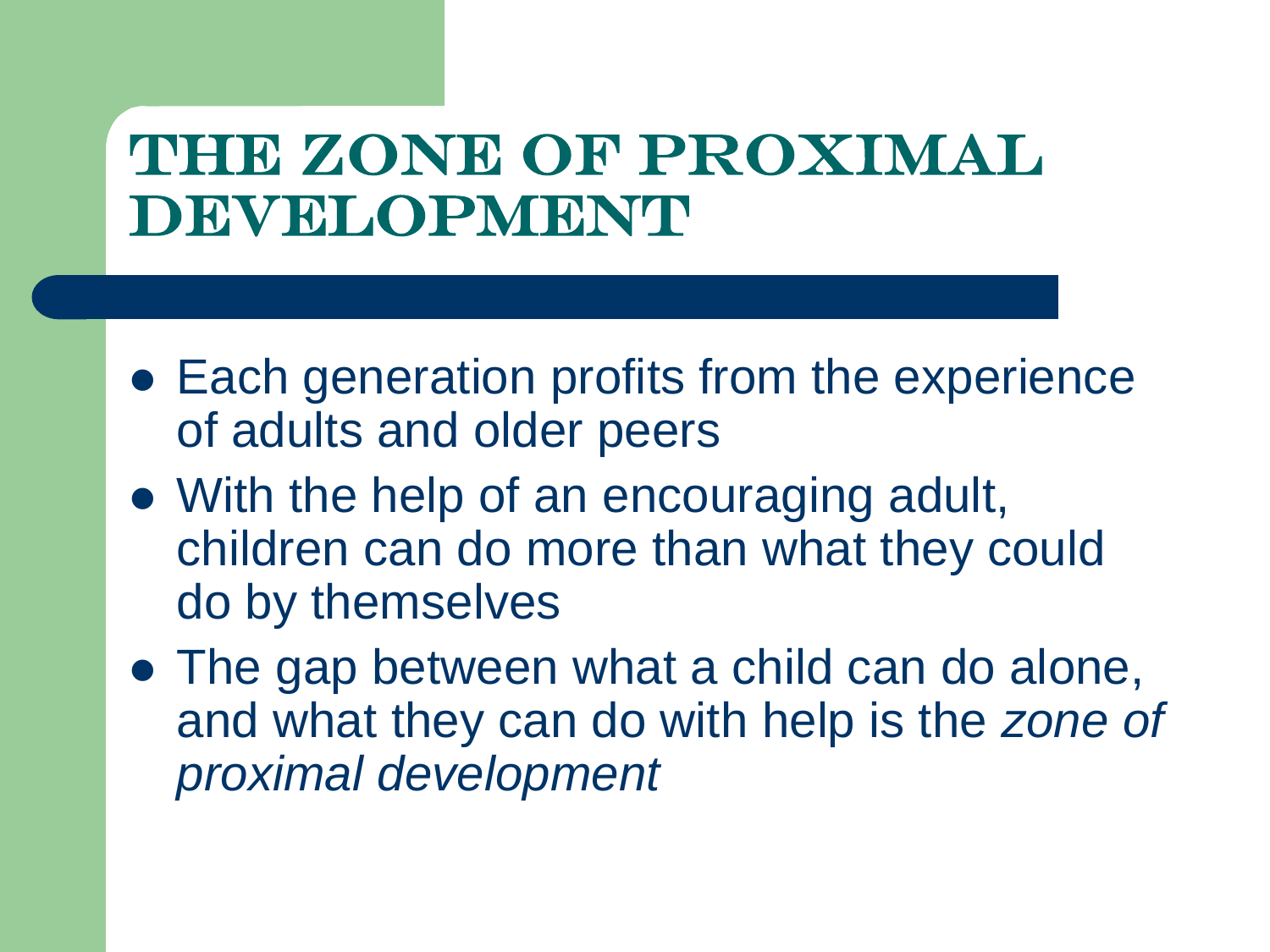# The Zone of Proximal Development

- Each generation profits from the experience of adults and older peers
- With the help of an encouraging adult, children can do more than what they could do by themselves
- The gap between what a child can do alone, and what they can do with help is the *zone of proximal development*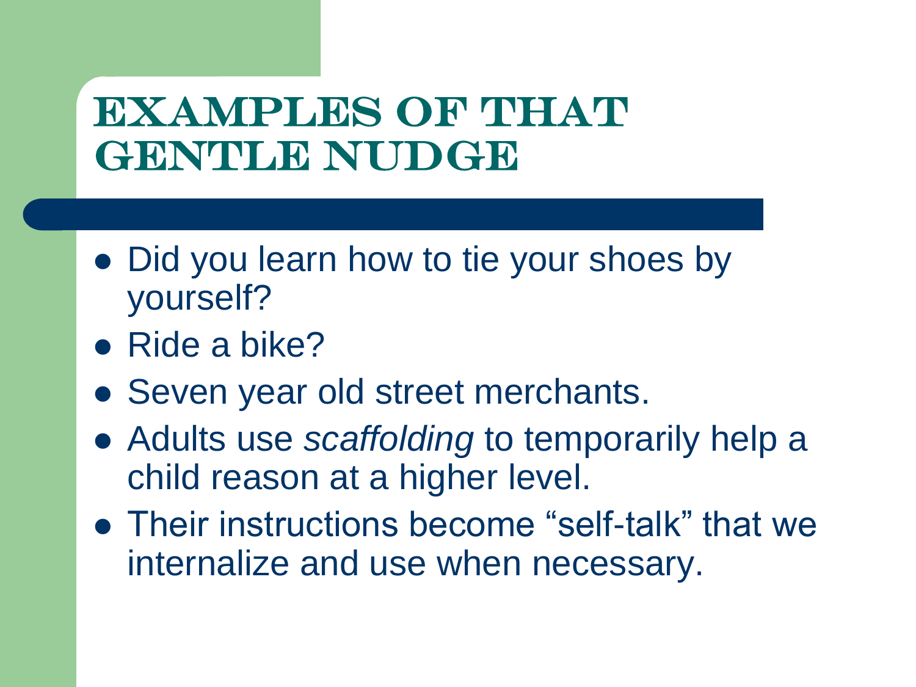# Examples of that gentle nudge

- Did you learn how to tie your shoes by yourself?
- Ride a bike?
- Seven year old street merchants.
- Adults use *scaffolding* to temporarily help a child reason at a higher level.
- Their instructions become "self-talk" that we internalize and use when necessary.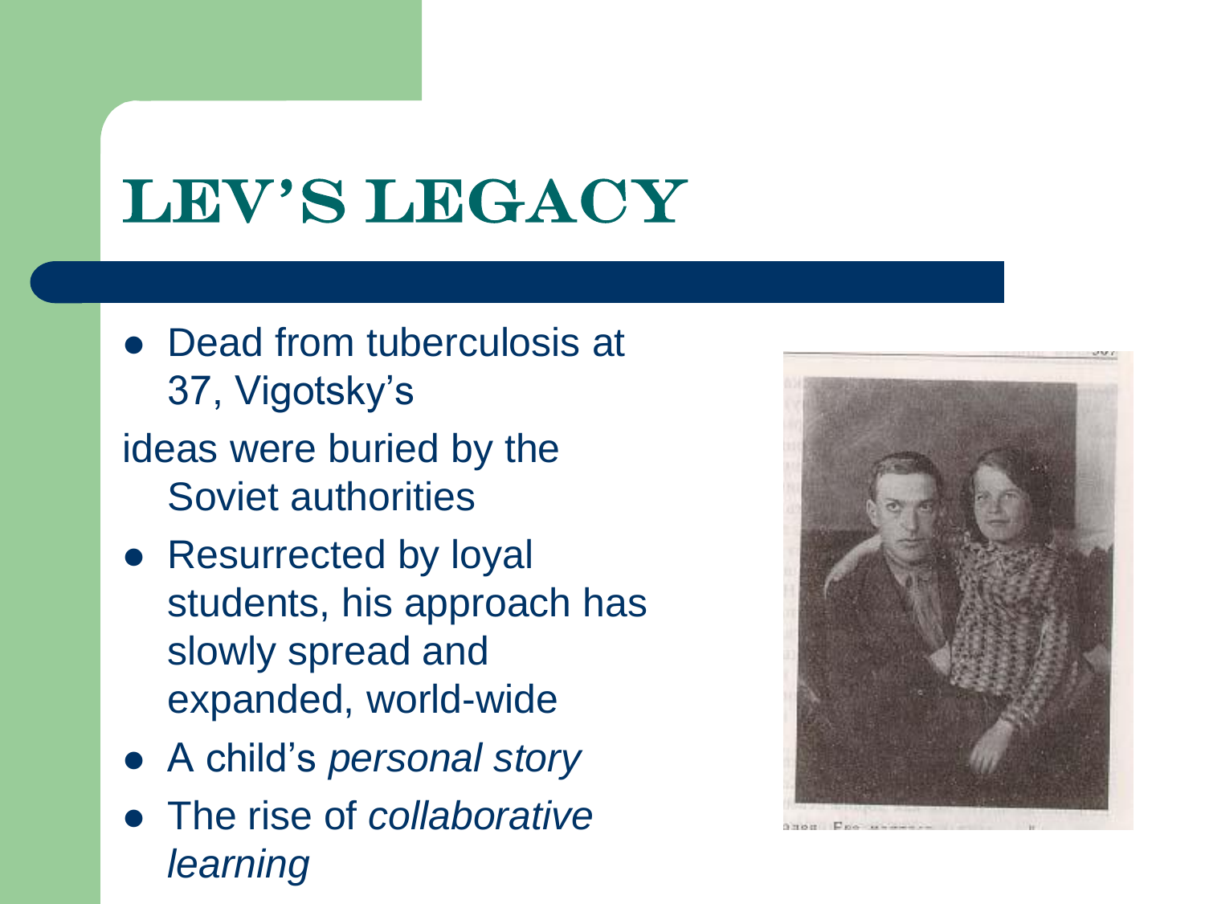# LEV'S LEGACY

- Dead from tuberculosis at 37, Vigotsky's ideas were buried by the Soviet authorities
- Resurrected by loyal students, his approach has slowly spread and expanded, world-wide
- A child's *personal story*
- The rise of *collaborative learning*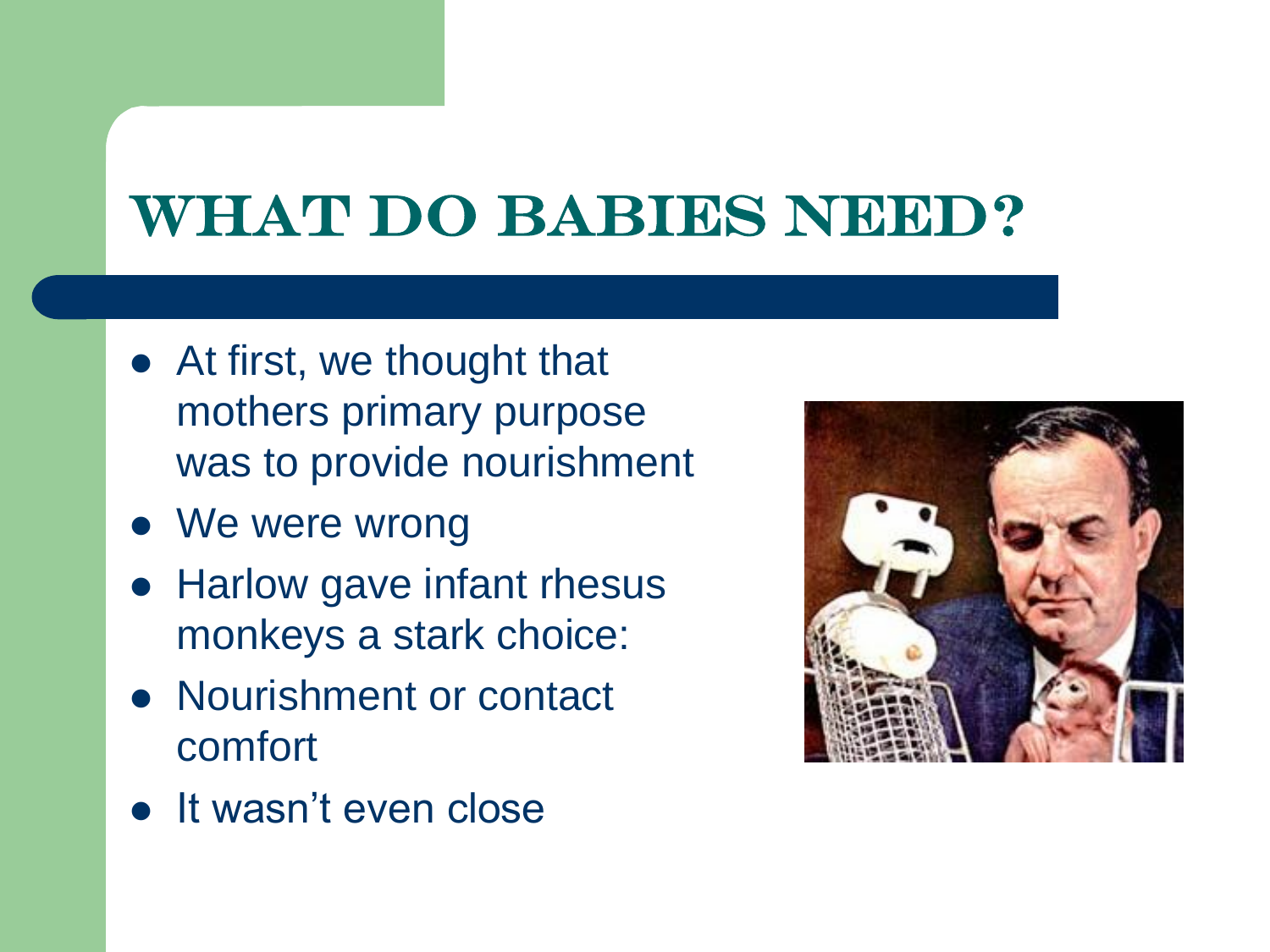# WHAT DO BABIES NEED?

- At first, we thought that mothers primary purpose was to provide nourishment
- We were wrong
- Harlow gave infant rhesus monkeys a stark choice:
- Nourishment or contact comfort
- It wasn't even close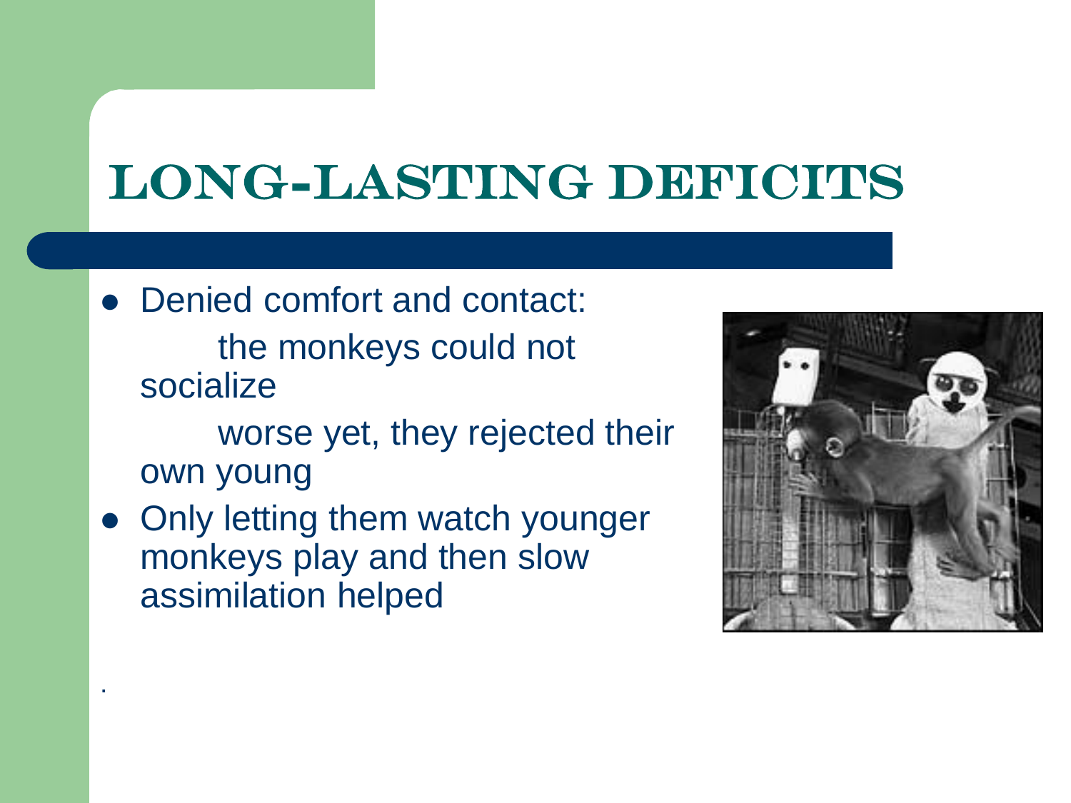# LONG-LASTING DEFICITS

- Denied comfort and contact:

  the monkeys could not socialize

  worse yet, they rejected their own young
- Only letting them watch younger monkeys play and then slow assimilation helped

.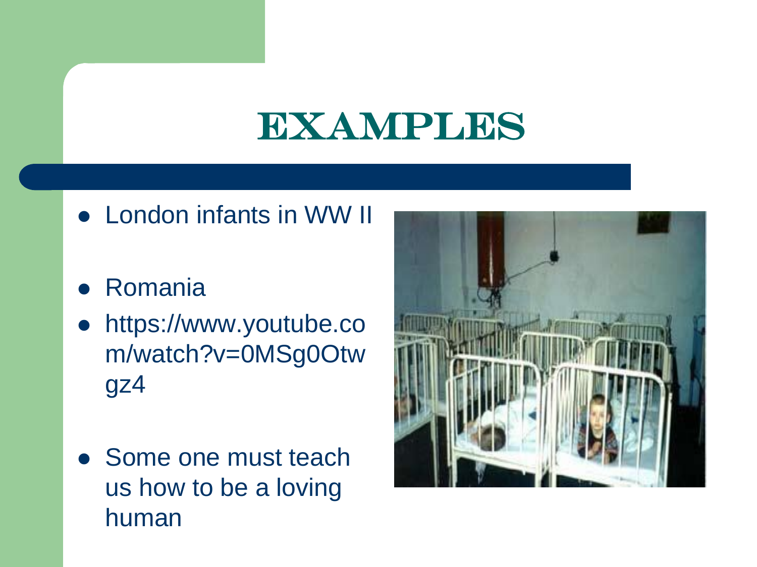# EXAMPLES

- London infants in WW II
- Romania
- https://www.youtube.com/watch?v=0MSg0Otwgz4
- Some one must teach us how to be a loving human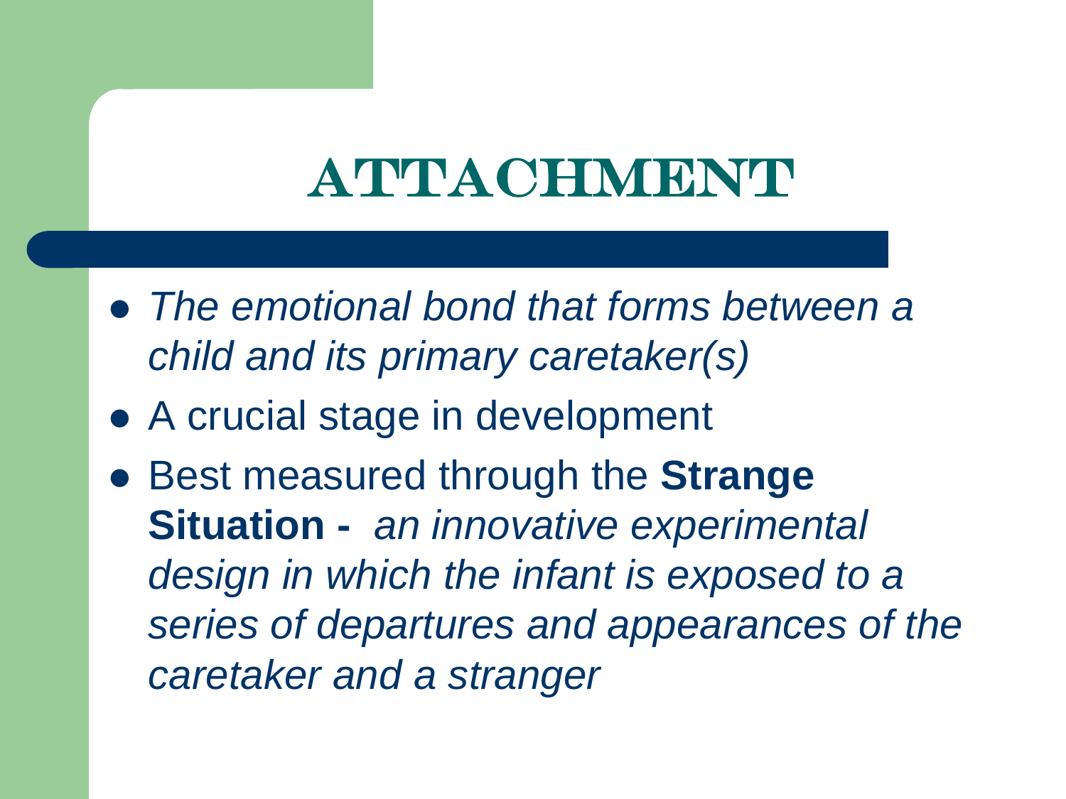# ATTACHMENT

- *The emotional bond that forms between a child and its primary caretaker(s)*
- A crucial stage in development
- Best measured through the **Strange Situation -** *an innovative experimental design in which the infant is exposed to a series of departures and appearances of the caretaker and a stranger*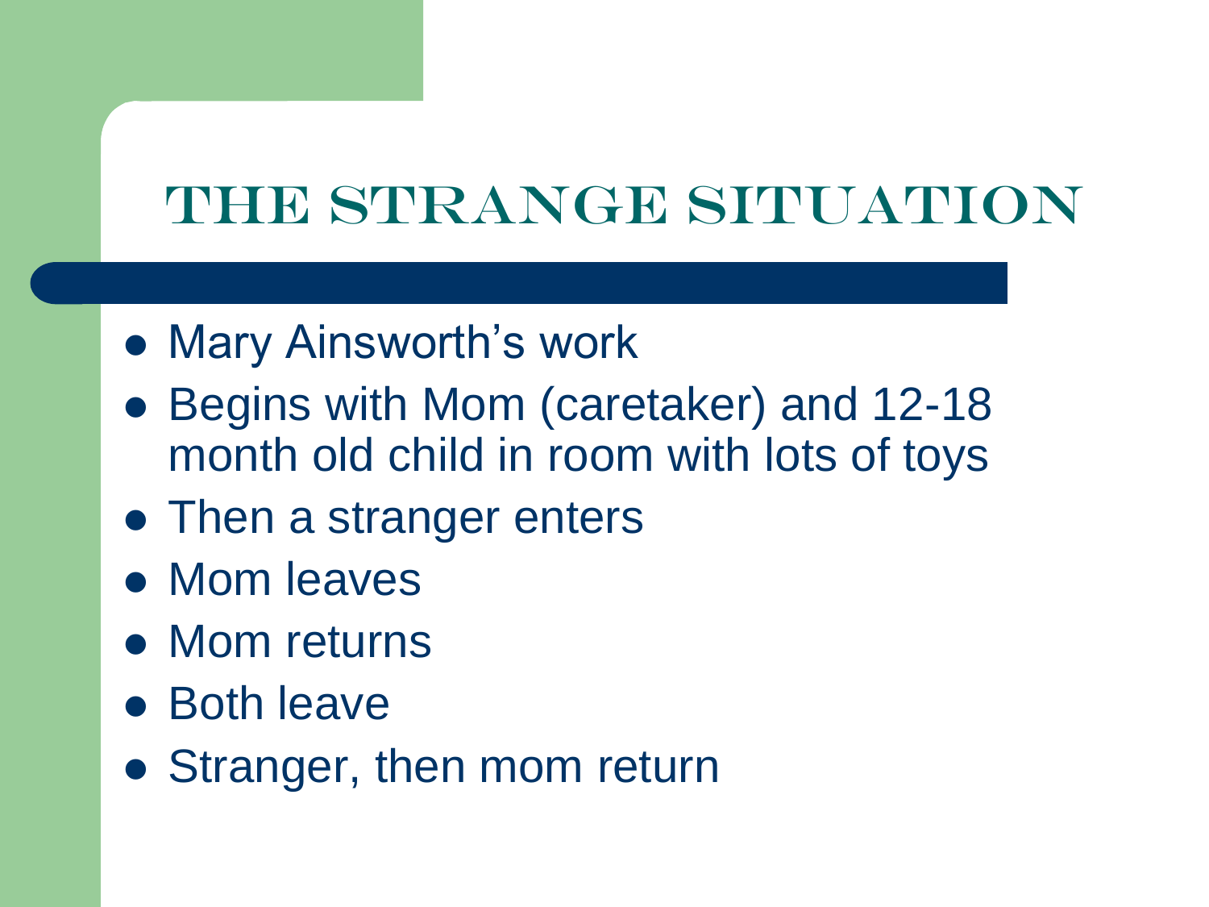# The Strange Situation

- Mary Ainsworth's work
- Begins with Mom (caretaker) and 12-18 month old child in room with lots of toys
- Then a stranger enters
- Mom leaves
- Mom returns
- Both leave
- Stranger, then mom return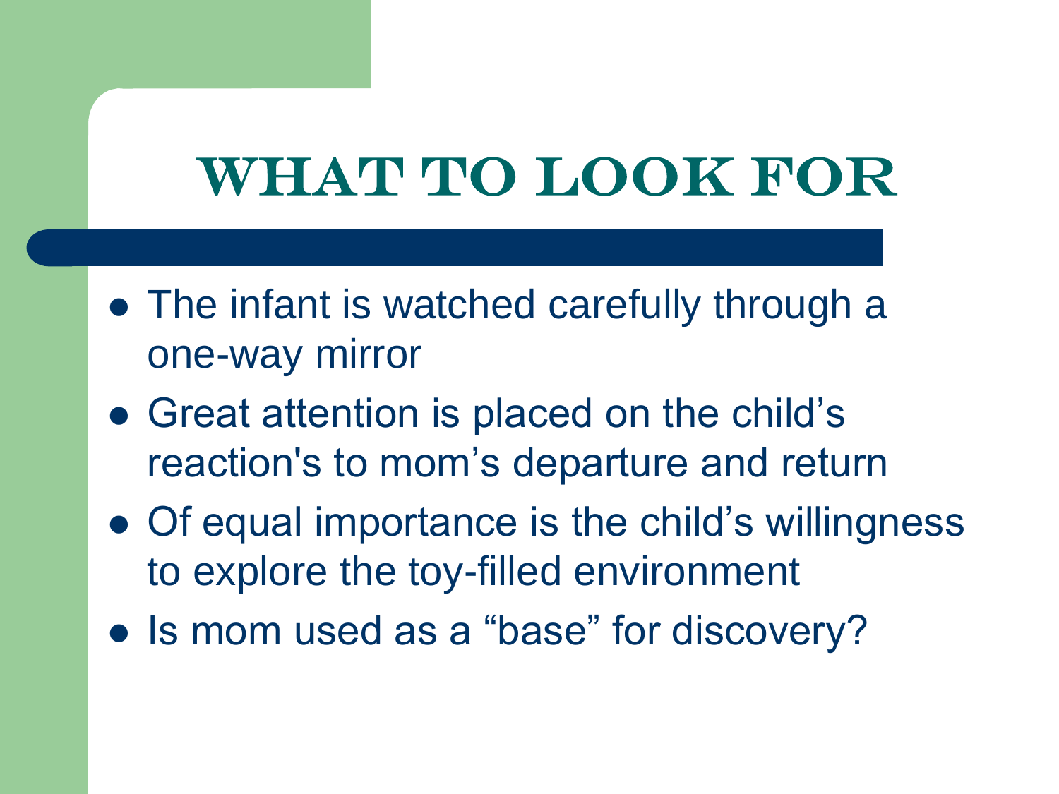# WHAT TO LOOK FOR

- The infant is watched carefully through a one-way mirror
- Great attention is placed on the child's reaction's to mom's departure and return
- Of equal importance is the child's willingness to explore the toy-filled environment
- Is mom used as a "base" for discovery?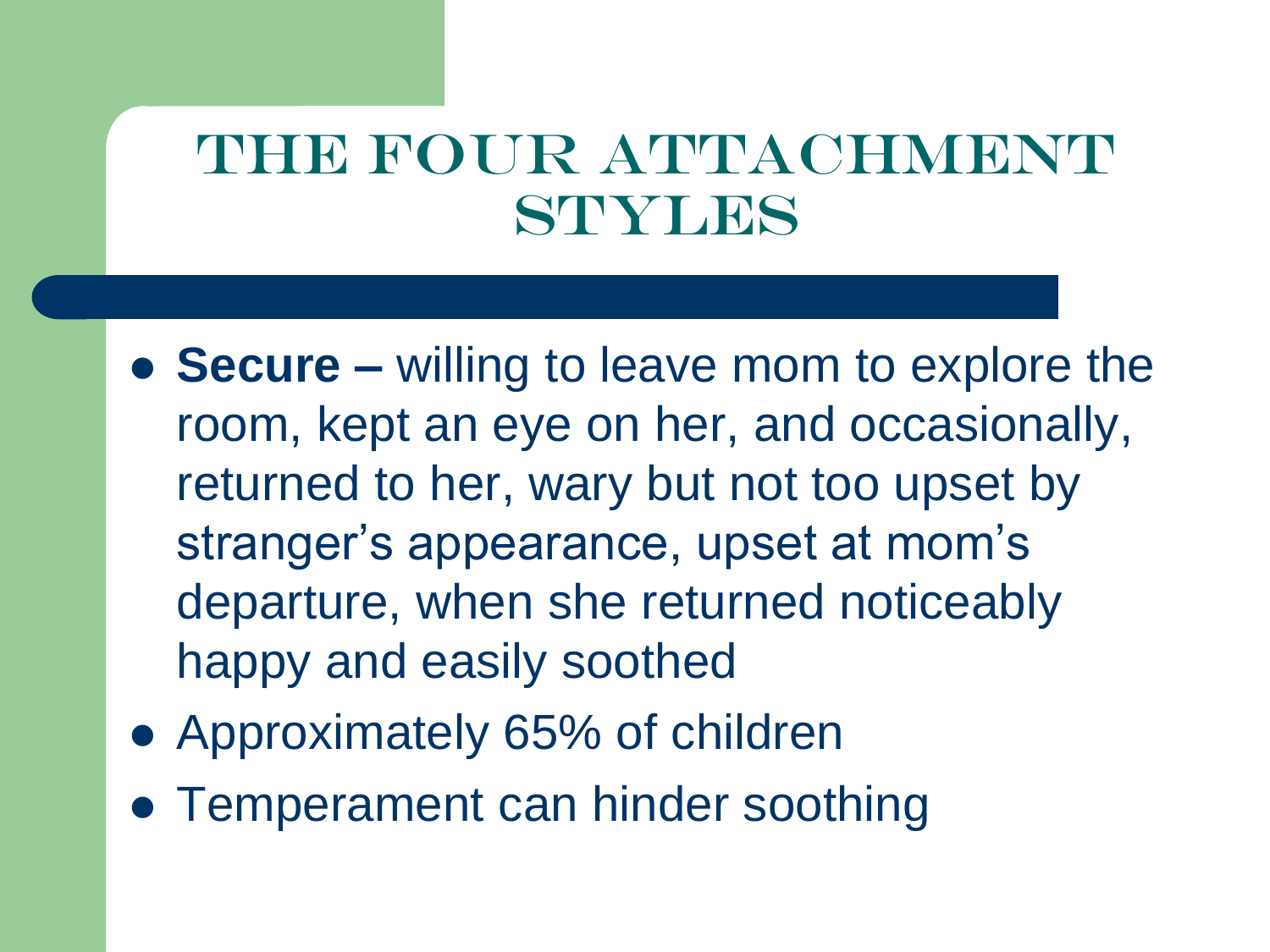# The Four Attachment Styles

- **Secure –** willing to leave mom to explore the room, kept an eye on her, and occasionally, returned to her, wary but not too upset by stranger's appearance, upset at mom's departure, when she returned noticeably happy and easily soothed
- Approximately 65% of children
- Temperament can hinder soothing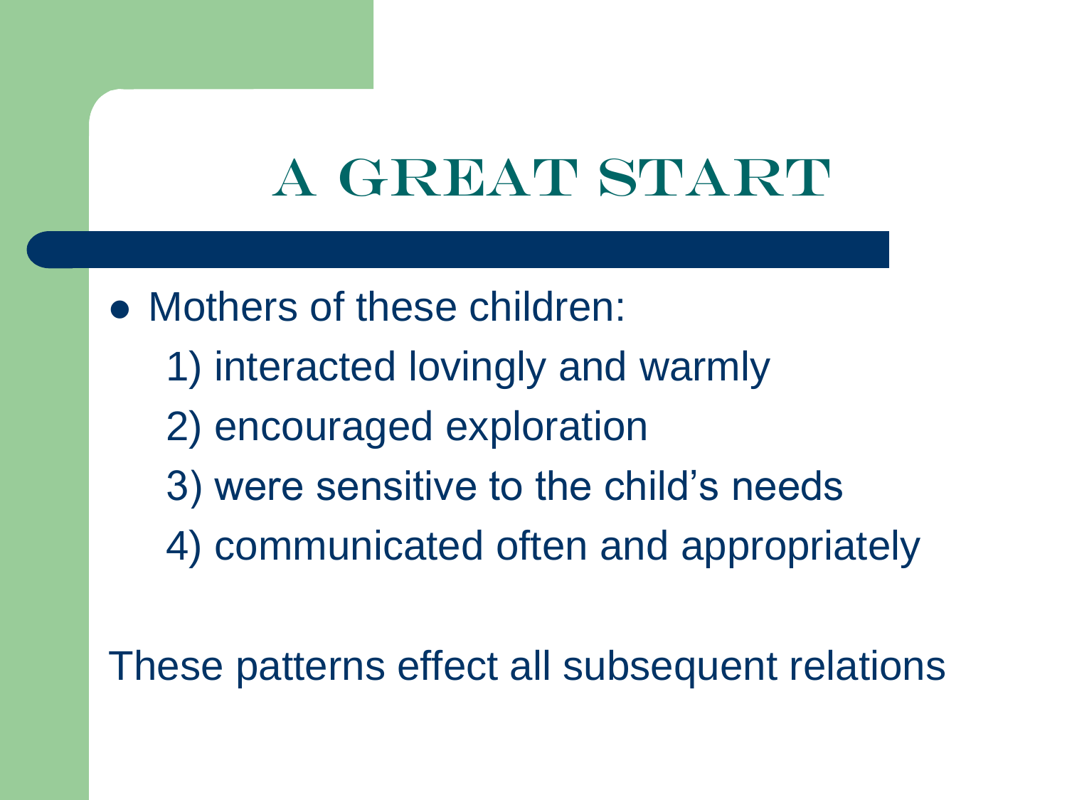# A Great Start

- Mothers of these children:
  1) interacted lovingly and warmly
  2) encouraged exploration
  3) were sensitive to the child's needs
  4) communicated often and appropriately

These patterns effect all subsequent relations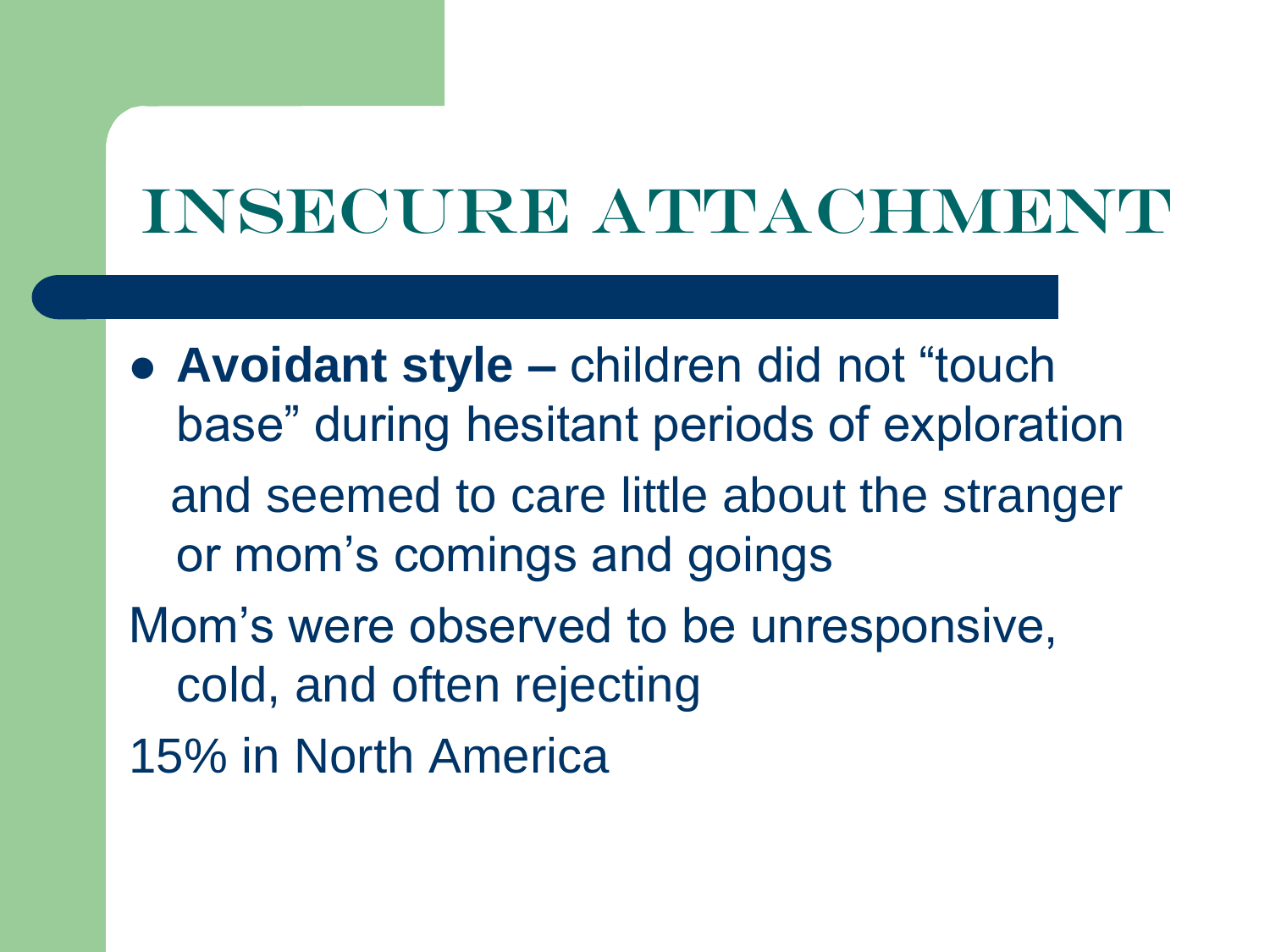# Insecure Attachment

- **Avoidant style –** children did not "touch base" during hesitant periods of exploration and seemed to care little about the stranger or mom's comings and goings

Mom's were observed to be unresponsive, cold, and often rejecting

15% in North America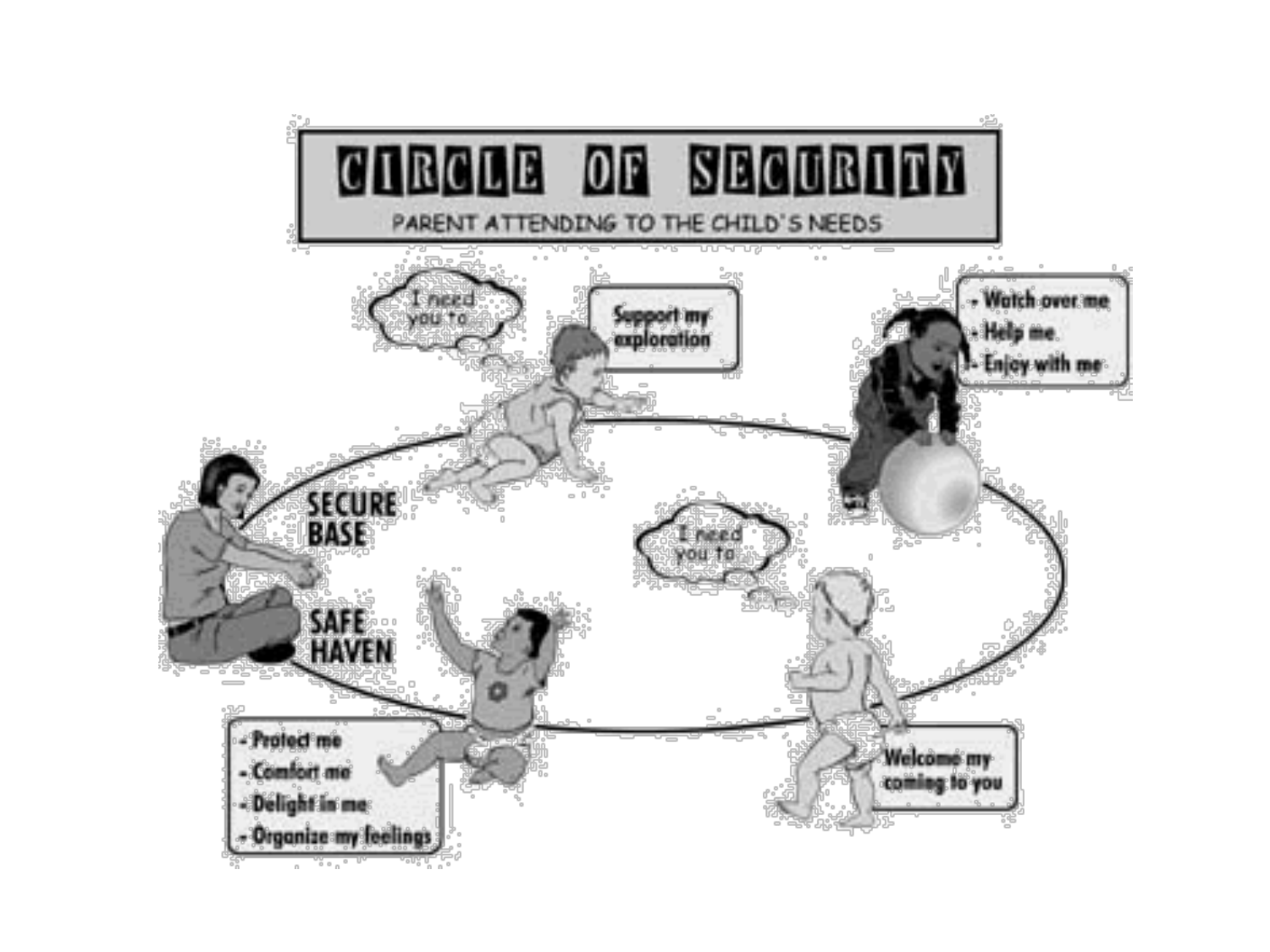# CIRCLE OF SECURITY

PARENT ATTENDING TO THE CHILD'S NEEDS

I need you to

Support my exploration

- Watch over me
- Help me
- Enjoy with me

SECURE BASE

SAFE HAVEN

I need you to

- Protect me
- Comfort me
- Delight in me
- Organize my feelings

Welcome my coming to you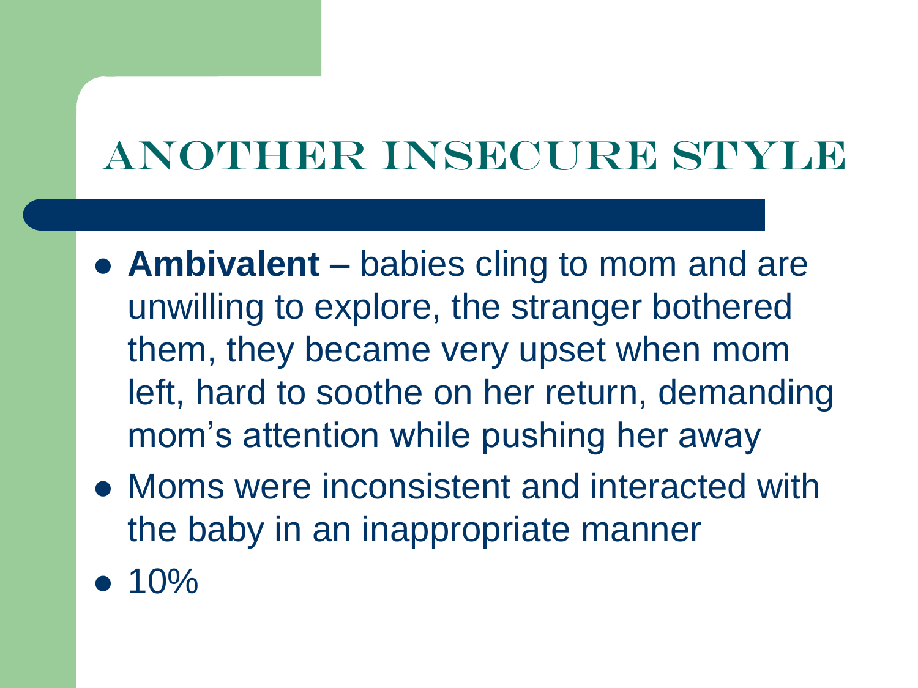# Another Insecure Style

- **Ambivalent –** babies cling to mom and are unwilling to explore, the stranger bothered them, they became very upset when mom left, hard to soothe on her return, demanding mom's attention while pushing her away
- Moms were inconsistent and interacted with the baby in an inappropriate manner
- 10%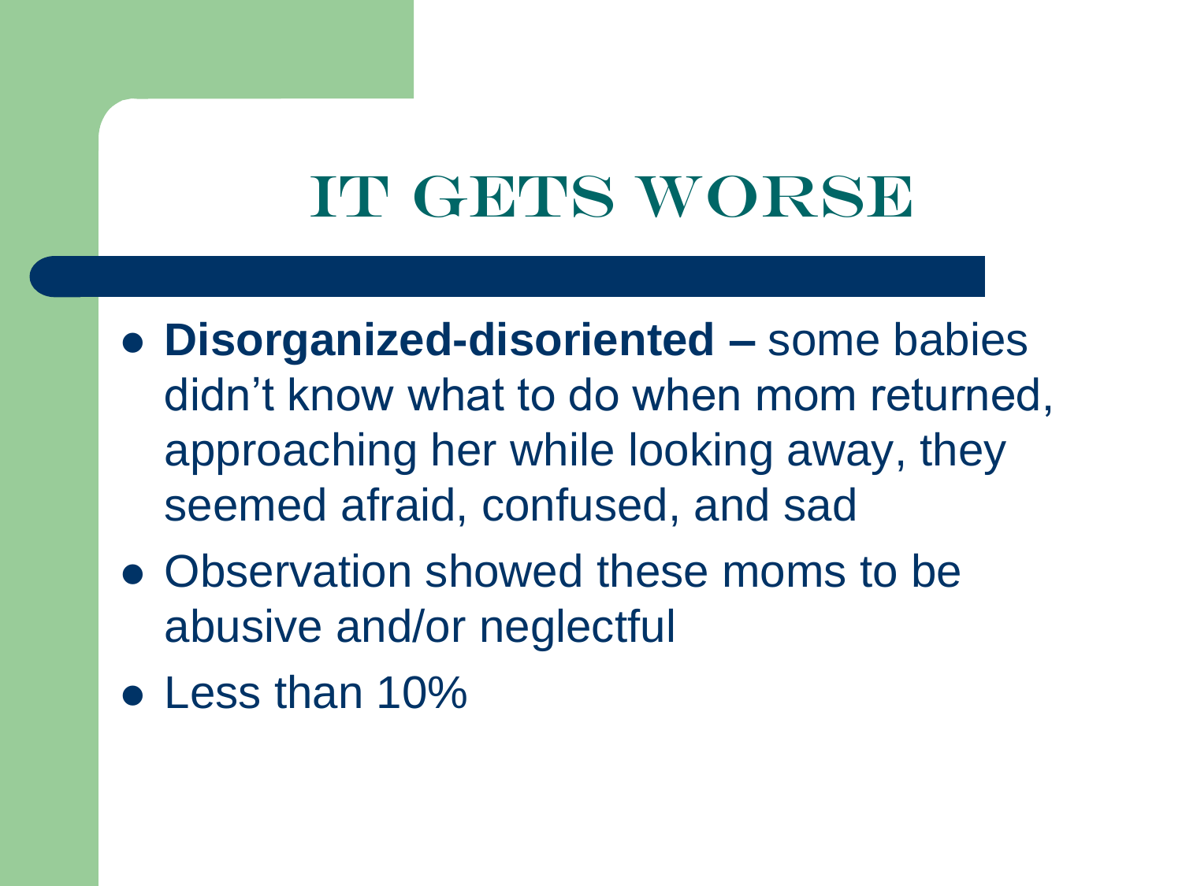# IT GETS WORSE

- **Disorganized-disoriented –** some babies didn't know what to do when mom returned, approaching her while looking away, they seemed afraid, confused, and sad
- Observation showed these moms to be abusive and/or neglectful
- Less than 10%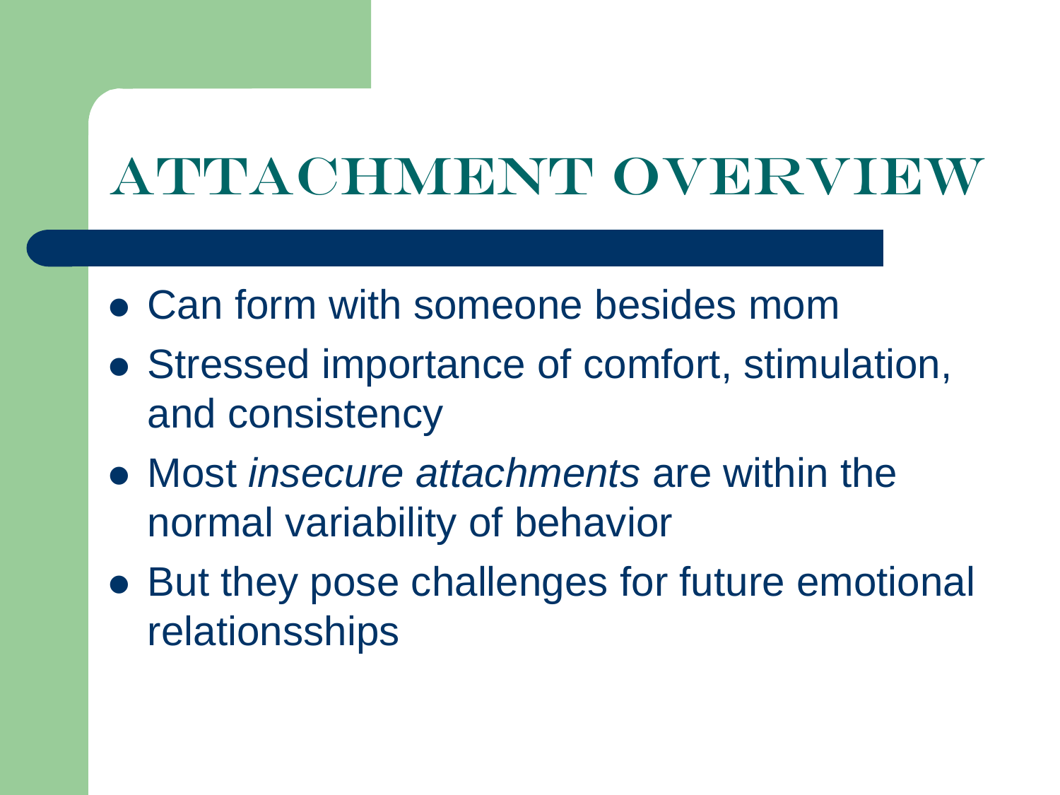# Attachment Overview

- Can form with someone besides mom
- Stressed importance of comfort, stimulation, and consistency
- Most *insecure attachments* are within the normal variability of behavior
- But they pose challenges for future emotional relationsships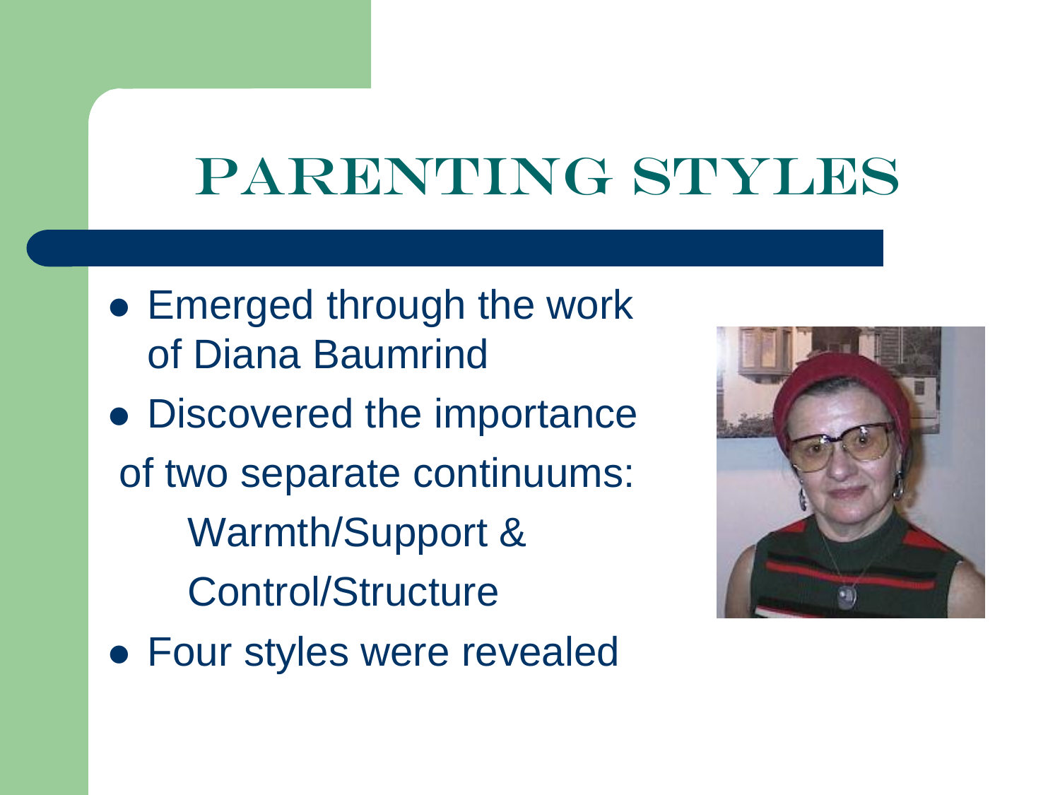# Parenting Styles

- Emerged through the work of Diana Baumrind
- Discovered the importance of two separate continuums:
  - Warmth/Support &
  - Control/Structure
- Four styles were revealed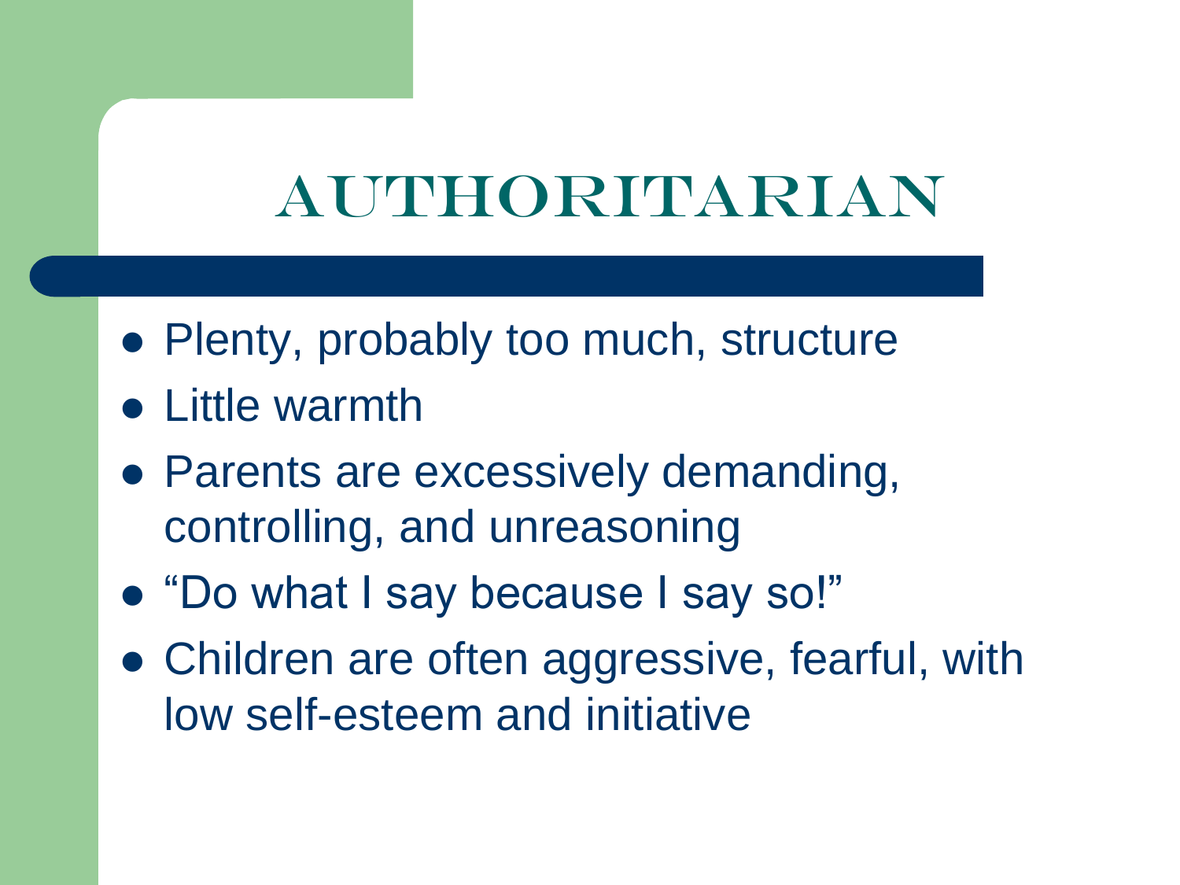# AUTHORITARIAN

- Plenty, probably too much, structure
- Little warmth
- Parents are excessively demanding, controlling, and unreasoning
- "Do what I say because I say so!"
- Children are often aggressive, fearful, with low self-esteem and initiative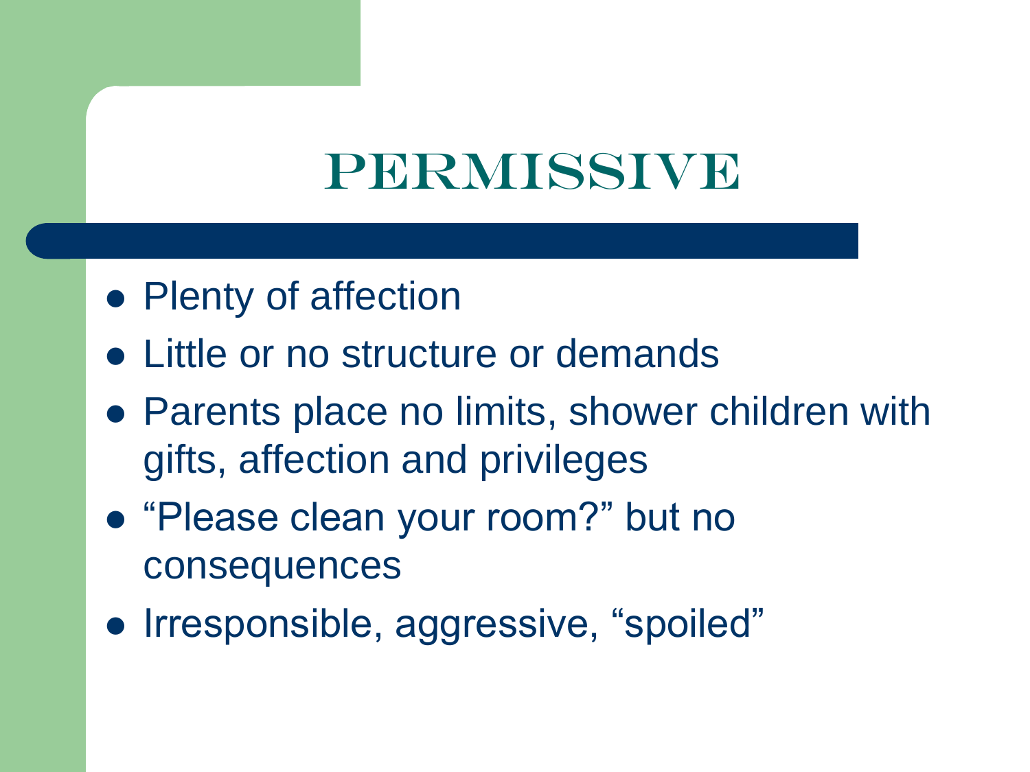# Permissive

- Plenty of affection
- Little or no structure or demands
- Parents place no limits, shower children with gifts, affection and privileges
- "Please clean your room?" but no consequences
- Irresponsible, aggressive, "spoiled"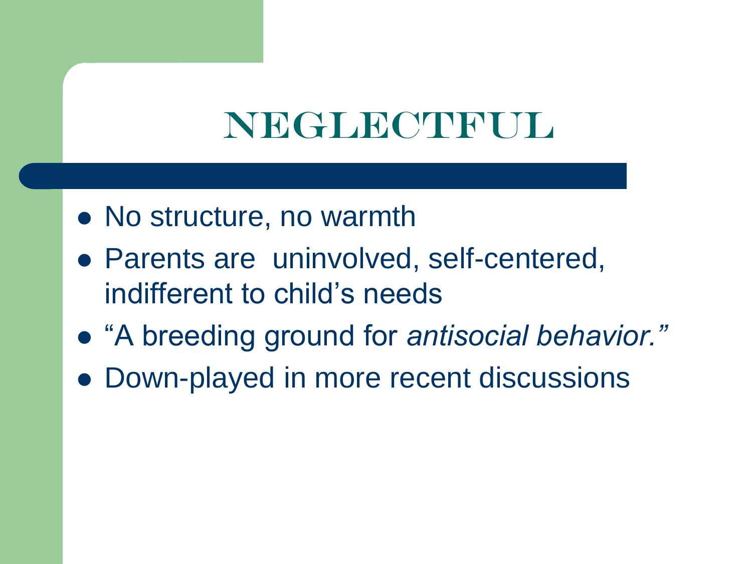# Neglectful

- No structure, no warmth
- Parents are uninvolved, self-centered, indifferent to child's needs
- "A breeding ground for *antisocial behavior."*
- Down-played in more recent discussions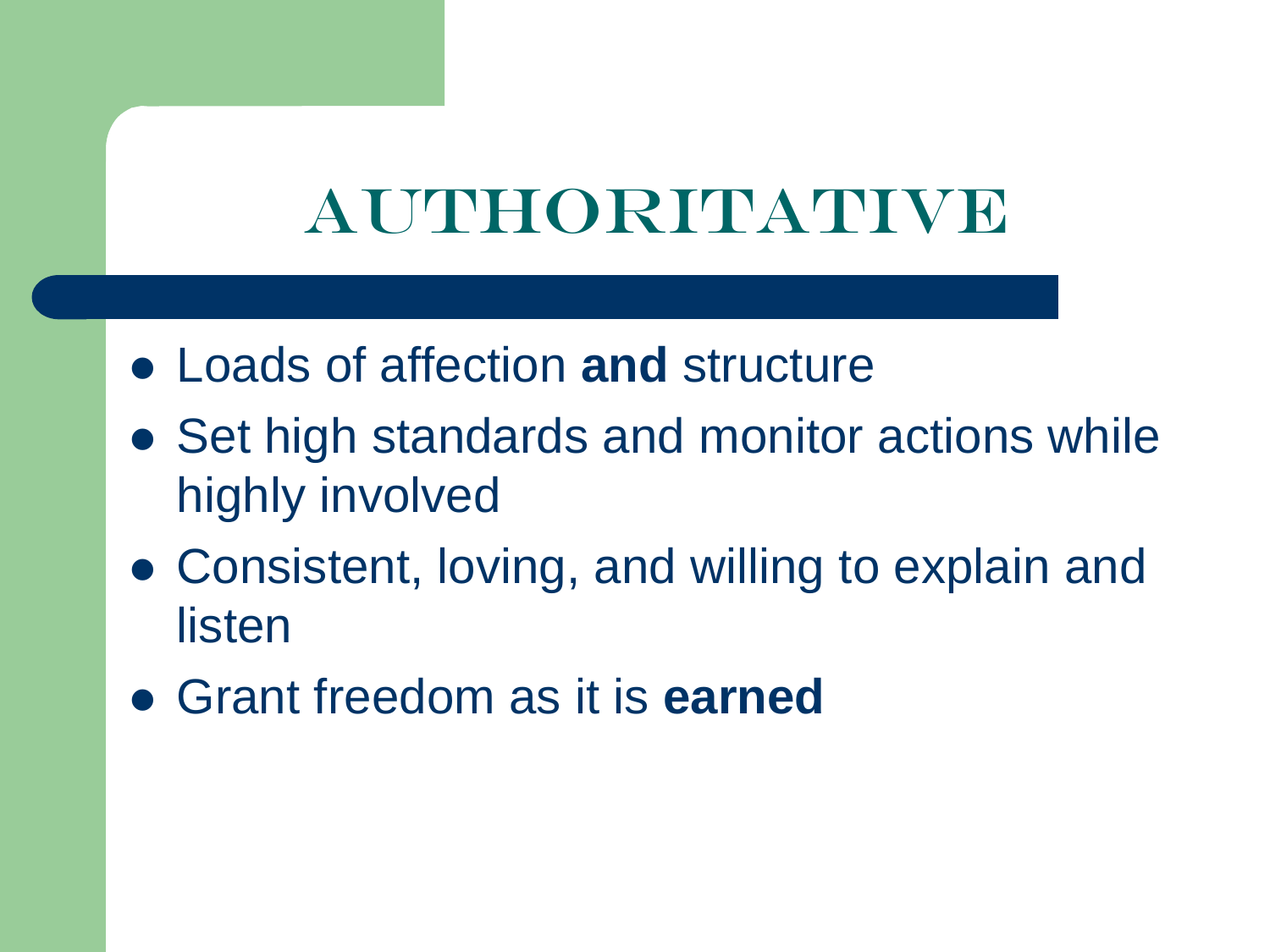# Authoritative

- Loads of affection **and** structure
- Set high standards and monitor actions while highly involved
- Consistent, loving, and willing to explain and listen
- Grant freedom as it is **earned**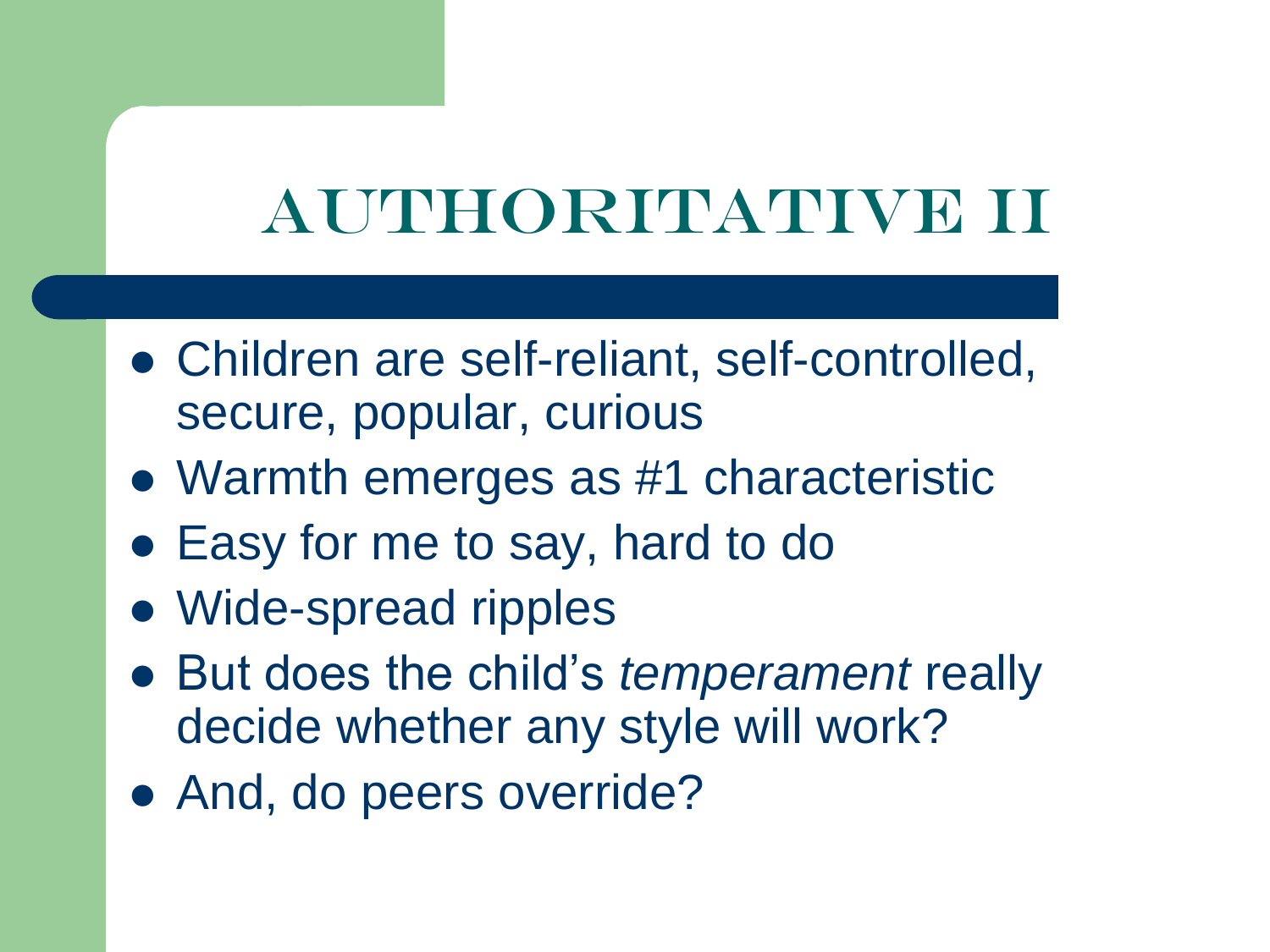# Authoritative II

- Children are self-reliant, self-controlled, secure, popular, curious
- Warmth emerges as #1 characteristic
- Easy for me to say, hard to do
- Wide-spread ripples
- But does the child's *temperament* really decide whether any style will work?
- And, do peers override?